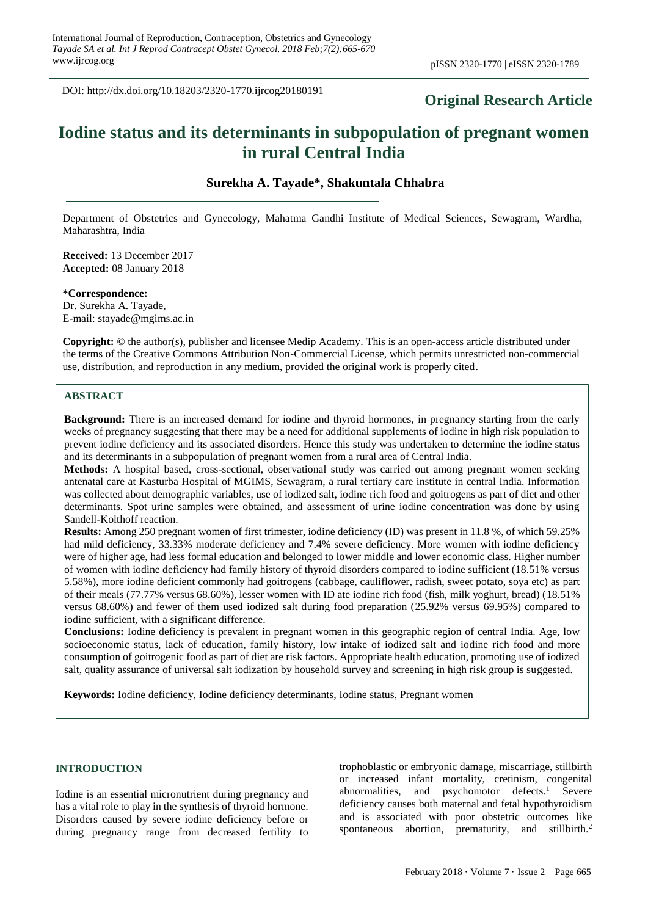DOI: http://dx.doi.org/10.18203/2320-1770.ijrcog20180191

**Original Research Article**

# Iodine status and its determinants in subpopulation of pregnant women in rural Central India

**Surekha A. Tayade\*, Shakuntala Chhabra**

Department of Obstetrics and Gynecology, Mahatma Gandhi Institute of Medical Sciences, Sewagram, Wardha, Maharashtra, India

**Received:** 13 December 2017
**Accepted:** 08 January 2018

**\*Correspondence:**
Dr. Surekha A. Tayade,
E-mail: stayade@mgims.ac.in

**Copyright:** © the author(s), publisher and licensee Medip Academy. This is an open-access article distributed under the terms of the Creative Commons Attribution Non-Commercial License, which permits unrestricted non-commercial use, distribution, and reproduction in any medium, provided the original work is properly cited.

## ABSTRACT

**Background:** There is an increased demand for iodine and thyroid hormones, in pregnancy starting from the early weeks of pregnancy suggesting that there may be a need for additional supplements of iodine in high risk population to prevent iodine deficiency and its associated disorders. Hence this study was undertaken to determine the iodine status and its determinants in a subpopulation of pregnant women from a rural area of Central India.

**Methods:** A hospital based, cross-sectional, observational study was carried out among pregnant women seeking antenatal care at Kasturba Hospital of MGIMS, Sewagram, a rural tertiary care institute in central India. Information was collected about demographic variables, use of iodized salt, iodine rich food and goitrogens as part of diet and other determinants. Spot urine samples were obtained, and assessment of urine iodine concentration was done by using Sandell-Kolthoff reaction.

**Results:** Among 250 pregnant women of first trimester, iodine deficiency (ID) was present in 11.8 %, of which 59.25% had mild deficiency, 33.33% moderate deficiency and 7.4% severe deficiency. More women with iodine deficiency were of higher age, had less formal education and belonged to lower middle and lower economic class. Higher number of women with iodine deficiency had family history of thyroid disorders compared to iodine sufficient (18.51% versus 5.58%), more iodine deficient commonly had goitrogens (cabbage, cauliflower, radish, sweet potato, soya etc) as part of their meals (77.77% versus 68.60%), lesser women with ID ate iodine rich food (fish, milk yoghurt, bread) (18.51% versus 68.60%) and fewer of them used iodized salt during food preparation (25.92% versus 69.95%) compared to iodine sufficient, with a significant difference.

**Conclusions:** Iodine deficiency is prevalent in pregnant women in this geographic region of central India. Age, low socioeconomic status, lack of education, family history, low intake of iodized salt and iodine rich food and more consumption of goitrogenic food as part of diet are risk factors. Appropriate health education, promoting use of iodized salt, quality assurance of universal salt iodization by household survey and screening in high risk group is suggested.

**Keywords:** Iodine deficiency, Iodine deficiency determinants, Iodine status, Pregnant women

## INTRODUCTION

Iodine is an essential micronutrient during pregnancy and has a vital role to play in the synthesis of thyroid hormone. Disorders caused by severe iodine deficiency before or during pregnancy range from decreased fertility to trophoblastic or embryonic damage, miscarriage, stillbirth or increased infant mortality, cretinism, congenital abnormalities, and psychomotor defects.[1] Severe deficiency causes both maternal and fetal hypothyroidism and is associated with poor obstetric outcomes like spontaneous abortion, prematurity, and stillbirth.[2]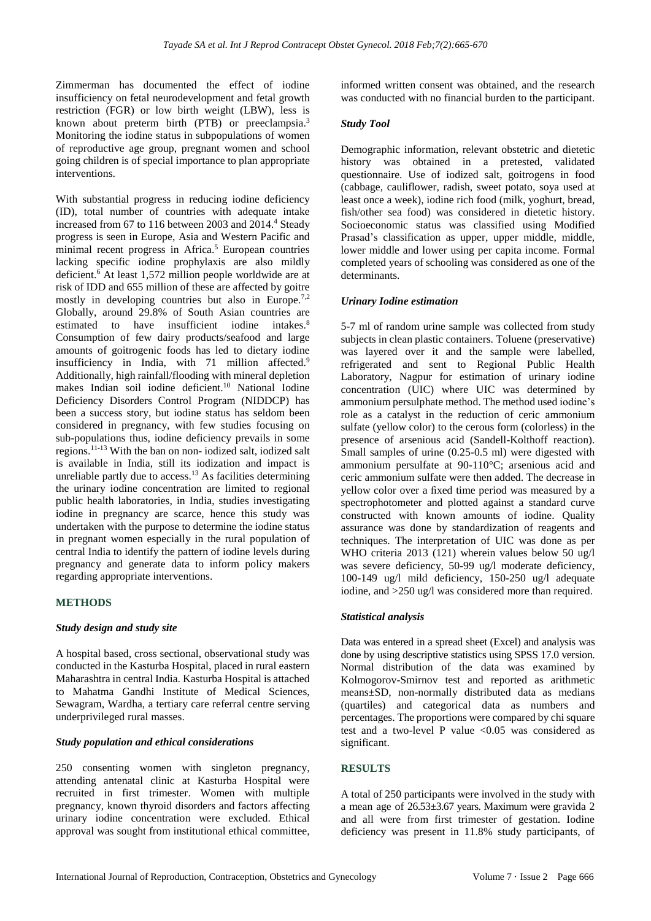Zimmerman has documented the effect of iodine insufficiency on fetal neurodevelopment and fetal growth restriction (FGR) or low birth weight (LBW), less is known about preterm birth (PTB) or preeclampsia.[3] Monitoring the iodine status in subpopulations of women of reproductive age group, pregnant women and school going children is of special importance to plan appropriate interventions.

With substantial progress in reducing iodine deficiency (ID), total number of countries with adequate intake increased from 67 to 116 between 2003 and 2014.[4] Steady progress is seen in Europe, Asia and Western Pacific and minimal recent progress in Africa.[5] European countries lacking specific iodine prophylaxis are also mildly deficient.[6] At least 1,572 million people worldwide are at risk of IDD and 655 million of these are affected by goitre mostly in developing countries but also in Europe.[7,2] Globally, around 29.8% of South Asian countries are estimated to have insufficient iodine intakes.[8] Consumption of few dairy products/seafood and large amounts of goitrogenic foods has led to dietary iodine insufficiency in India, with 71 million affected.[9] Additionally, high rainfall/flooding with mineral depletion makes Indian soil iodine deficient.[10] National Iodine Deficiency Disorders Control Program (NIDDCP) has been a success story, but iodine status has seldom been considered in pregnancy, with few studies focusing on sub-populations thus, iodine deficiency prevails in some regions.[11-13] With the ban on non- iodized salt, iodized salt is available in India, still its iodization and impact is unreliable partly due to access.[13] As facilities determining the urinary iodine concentration are limited to regional public health laboratories, in India, studies investigating iodine in pregnancy are scarce, hence this study was undertaken with the purpose to determine the iodine status in pregnant women especially in the rural population of central India to identify the pattern of iodine levels during pregnancy and generate data to inform policy makers regarding appropriate interventions.

## METHODS

### Study design and study site

A hospital based, cross sectional, observational study was conducted in the Kasturba Hospital, placed in rural eastern Maharashtra in central India. Kasturba Hospital is attached to Mahatma Gandhi Institute of Medical Sciences, Sewagram, Wardha, a tertiary care referral centre serving underprivileged rural masses.

### Study population and ethical considerations

250 consenting women with singleton pregnancy, attending antenatal clinic at Kasturba Hospital were recruited in first trimester. Women with multiple pregnancy, known thyroid disorders and factors affecting urinary iodine concentration were excluded. Ethical approval was sought from institutional ethical committee, informed written consent was obtained, and the research was conducted with no financial burden to the participant.

### Study Tool

Demographic information, relevant obstetric and dietetic history was obtained in a pretested, validated questionnaire. Use of iodized salt, goitrogens in food (cabbage, cauliflower, radish, sweet potato, soya used at least once a week), iodine rich food (milk, yoghurt, bread, fish/other sea food) was considered in dietetic history. Socioeconomic status was classified using Modified Prasad's classification as upper, upper middle, middle, lower middle and lower using per capita income. Formal completed years of schooling was considered as one of the determinants.

### Urinary Iodine estimation

5-7 ml of random urine sample was collected from study subjects in clean plastic containers. Toluene (preservative) was layered over it and the sample were labelled, refrigerated and sent to Regional Public Health Laboratory, Nagpur for estimation of urinary iodine concentration (UIC) where UIC was determined by ammonium persulphate method. The method used iodine's role as a catalyst in the reduction of ceric ammonium sulfate (yellow color) to the cerous form (colorless) in the presence of arsenious acid (Sandell-Kolthoff reaction). Small samples of urine (0.25-0.5 ml) were digested with ammonium persulfate at 90-110°C; arsenious acid and ceric ammonium sulfate were then added. The decrease in yellow color over a fixed time period was measured by a spectrophotometer and plotted against a standard curve constructed with known amounts of iodine. Quality assurance was done by standardization of reagents and techniques. The interpretation of UIC was done as per WHO criteria 2013 (121) wherein values below 50 ug/l was severe deficiency, 50-99 ug/l moderate deficiency, 100-149 ug/l mild deficiency, 150-250 ug/l adequate iodine, and >250 ug/l was considered more than required.

### Statistical analysis

Data was entered in a spread sheet (Excel) and analysis was done by using descriptive statistics using SPSS 17.0 version. Normal distribution of the data was examined by Kolmogorov-Smirnov test and reported as arithmetic means±SD, non-normally distributed data as medians (quartiles) and categorical data as numbers and percentages. The proportions were compared by chi square test and a two-level P value <0.05 was considered as significant.

## RESULTS

A total of 250 participants were involved in the study with a mean age of 26.53±3.67 years. Maximum were gravida 2 and all were from first trimester of gestation. Iodine deficiency was present in 11.8% study participants, of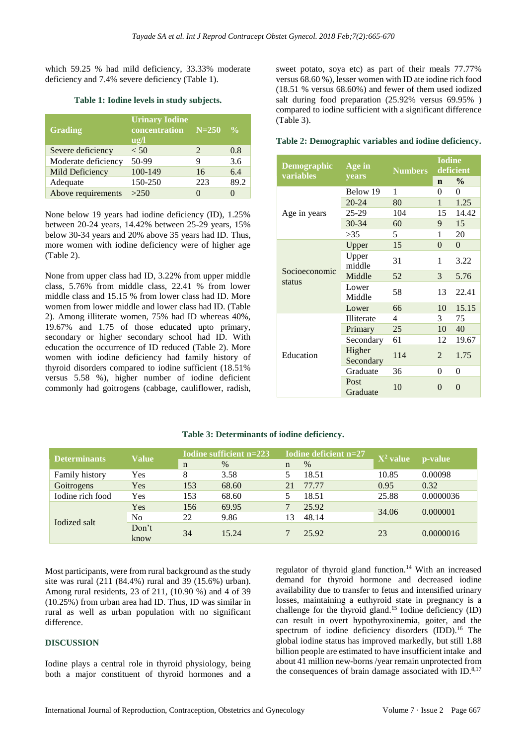which 59.25 % had mild deficiency, 33.33% moderate deficiency and 7.4% severe deficiency (Table 1).

**Table 1: Iodine levels in study subjects.**

| Grading | Urinary Iodine concentration ug/l | N=250 | % |
|---|---|---|---|
| Severe deficiency | < 50 | 2 | 0.8 |
| Moderate deficiency | 50-99 | 9 | 3.6 |
| Mild Deficiency | 100-149 | 16 | 6.4 |
| Adequate | 150-250 | 223 | 89.2 |
| Above requirements | >250 | 0 | 0 |

None below 19 years had iodine deficiency (ID), 1.25% between 20-24 years, 14.42% between 25-29 years, 15% below 30-34 years and 20% above 35 years had ID. Thus, more women with iodine deficiency were of higher age (Table 2).

None from upper class had ID, 3.22% from upper middle class, 5.76% from middle class, 22.41 % from lower middle class and 15.15 % from lower class had ID. More women from lower middle and lower class had ID. (Table 2). Among illiterate women, 75% had ID whereas 40%, 19.67% and 1.75 of those educated upto primary, secondary or higher secondary school had ID. With education the occurrence of ID reduced (Table 2). More women with iodine deficiency had family history of thyroid disorders compared to iodine sufficient (18.51% versus 5.58 %), higher number of iodine deficient commonly had goitrogens (cabbage, cauliflower, radish, sweet potato, soya etc) as part of their meals 77.77% versus 68.60 %), lesser women with ID ate iodine rich food (18.51 % versus 68.60%) and fewer of them used iodized salt during food preparation (25.92% versus 69.95% ) compared to iodine sufficient with a significant difference (Table 3).

**Table 2: Demographic variables and iodine deficiency.**

| Demographic variables | Age in years | Numbers | Iodine deficient | |
|---|---|---|---|---|
| | | | n | % |
| Age in years | Below 19 | 1 | 0 | 0 |
| | 20-24 | 80 | 1 | 1.25 |
| | 25-29 | 104 | 15 | 14.42 |
| | 30-34 | 60 | 9 | 15 |
| | >35 | 5 | 1 | 20 |
| Socioeconomic status | Upper | 15 | 0 | 0 |
| | Upper middle | 31 | 1 | 3.22 |
| | Middle | 52 | 3 | 5.76 |
| | Lower Middle | 58 | 13 | 22.41 |
| | Lower | 66 | 10 | 15.15 |
| Education | Illiterate | 4 | 3 | 75 |
| | Primary | 25 | 10 | 40 |
| | Secondary | 61 | 12 | 19.67 |
| | Higher Secondary | 114 | 2 | 1.75 |
| | Graduate | 36 | 0 | 0 |
| | Post Graduate | 10 | 0 | 0 |

**Table 3: Determinants of iodine deficiency.**

| Determinants | Value | Iodine sufficient n=223 | | Iodine deficient n=27 | | $X^2$ value | p-value |
|---|---|---|---|---|---|---|---|
| | | n | % | n | % | | |
| Family history | Yes | 8 | 3.58 | 5 | 18.51 | 10.85 | 0.00098 |
| Goitrogens | Yes | 153 | 68.60 | 21 | 77.77 | 0.95 | 0.32 |
| Iodine rich food | Yes | 153 | 68.60 | 5 | 18.51 | 25.88 | 0.0000036 |
| Iodized salt | Yes | 156 | 69.95 | 7 | 25.92 | 34.06 | 0.000001 |
| | No | 22 | 9.86 | 13 | 48.14 | | |
| | Don't know | 34 | 15.24 | 7 | 25.92 | 23 | 0.0000016 |

Most participants, were from rural background as the study site was rural (211 (84.4%) rural and 39 (15.6%) urban). Among rural residents, 23 of 211, (10.90 %) and 4 of 39 (10.25%) from urban area had ID. Thus, ID was similar in rural as well as urban population with no significant difference.

## DISCUSSION

Iodine plays a central role in thyroid physiology, being both a major constituent of thyroid hormones and a regulator of thyroid gland function.[14] With an increased demand for thyroid hormone and decreased iodine availability due to transfer to fetus and intensified urinary losses, maintaining a euthyroid state in pregnancy is a challenge for the thyroid gland.[15] Iodine deficiency (ID) can result in overt hypothyroxinemia, goiter, and the spectrum of iodine deficiency disorders (IDD).[16] The global iodine status has improved markedly, but still 1.88 billion people are estimated to have insufficient intake and about 41 million new-borns /year remain unprotected from the consequences of brain damage associated with ID.[8,17]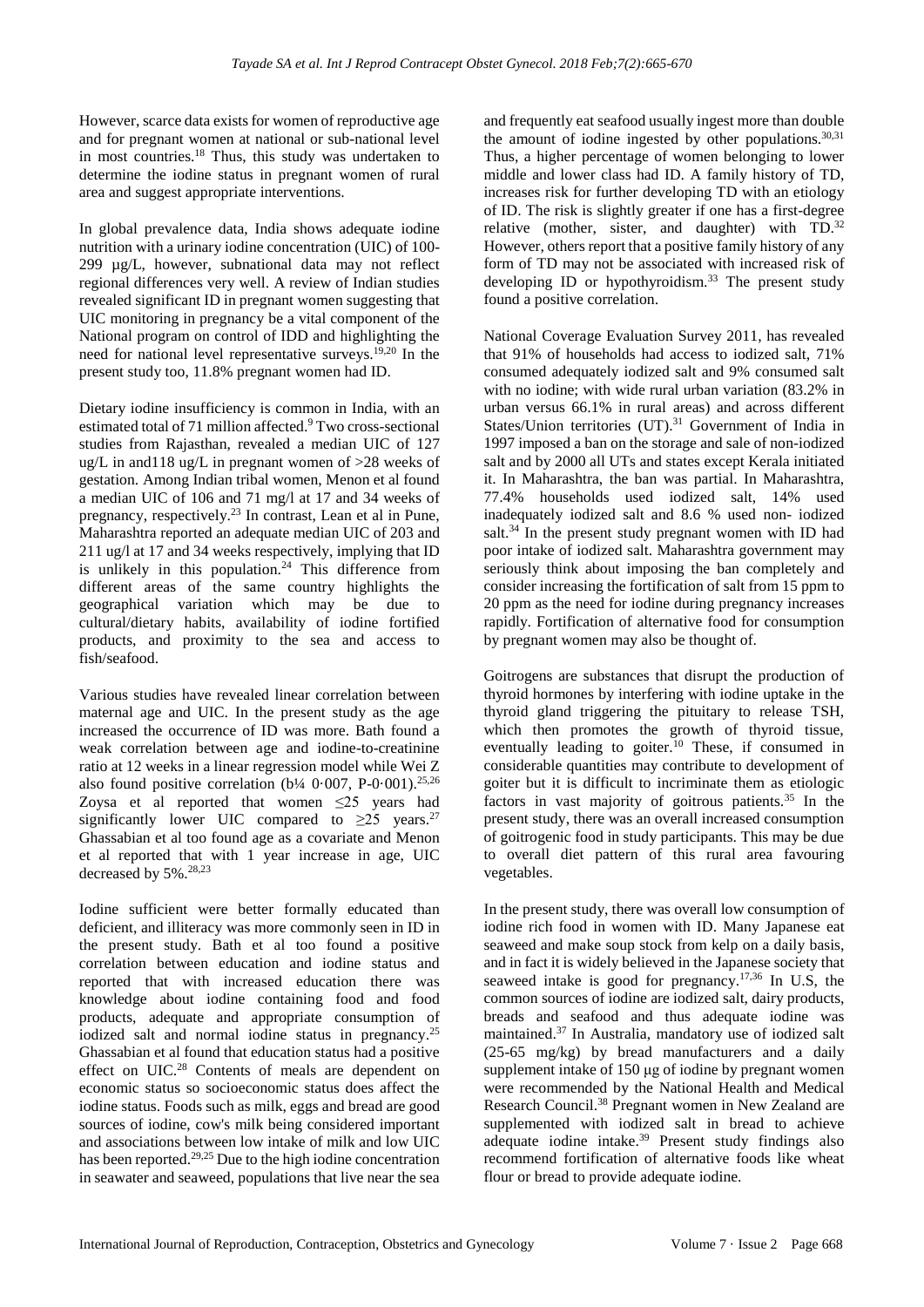However, scarce data exists for women of reproductive age and for pregnant women at national or sub-national level in most countries.[18] Thus, this study was undertaken to determine the iodine status in pregnant women of rural area and suggest appropriate interventions.

In global prevalence data, India shows adequate iodine nutrition with a urinary iodine concentration (UIC) of 100-299 µg/L, however, subnational data may not reflect regional differences very well. A review of Indian studies revealed significant ID in pregnant women suggesting that UIC monitoring in pregnancy be a vital component of the National program on control of IDD and highlighting the need for national level representative surveys.[19,20] In the present study too, 11.8% pregnant women had ID.

Dietary iodine insufficiency is common in India, with an estimated total of 71 million affected.[9] Two cross-sectional studies from Rajasthan, revealed a median UIC of 127 ug/L in and118 ug/L in pregnant women of >28 weeks of gestation. Among Indian tribal women, Menon et al found a median UIC of 106 and 71 mg/l at 17 and 34 weeks of pregnancy, respectively.[23] In contrast, Lean et al in Pune, Maharashtra reported an adequate median UIC of 203 and 211 ug/l at 17 and 34 weeks respectively, implying that ID is unlikely in this population.[24] This difference from different areas of the same country highlights the geographical variation which may be due to cultural/dietary habits, availability of iodine fortified products, and proximity to the sea and access to fish/seafood.

Various studies have revealed linear correlation between maternal age and UIC. In the present study as the age increased the occurrence of ID was more. Bath found a weak correlation between age and iodine-to-creatinine ratio at 12 weeks in a linear regression model while Wei Z also found positive correlation (b¼ 0·007, P-0·001).[25,26] Zoysa et al reported that women ≤25 years had significantly lower UIC compared to ≥25 years.[27] Ghassabian et al too found age as a covariate and Menon et al reported that with 1 year increase in age, UIC decreased by 5%.[28,23]

Iodine sufficient were better formally educated than deficient, and illiteracy was more commonly seen in ID in the present study. Bath et al too found a positive correlation between education and iodine status and reported that with increased education there was knowledge about iodine containing food and food products, adequate and appropriate consumption of iodized salt and normal iodine status in pregnancy.[25] Ghassabian et al found that education status had a positive effect on UIC.[28] Contents of meals are dependent on economic status so socioeconomic status does affect the iodine status. Foods such as milk, eggs and bread are good sources of iodine, cow's milk being considered important and associations between low intake of milk and low UIC has been reported.[29,25] Due to the high iodine concentration in seawater and seaweed, populations that live near the sea and frequently eat seafood usually ingest more than double the amount of iodine ingested by other populations.[30,31] Thus, a higher percentage of women belonging to lower middle and lower class had ID. A family history of TD, increases risk for further developing TD with an etiology of ID. The risk is slightly greater if one has a first-degree relative (mother, sister, and daughter) with TD.[32] However, others report that a positive family history of any form of TD may not be associated with increased risk of developing ID or hypothyroidism.[33] The present study found a positive correlation.

National Coverage Evaluation Survey 2011, has revealed that 91% of households had access to iodized salt, 71% consumed adequately iodized salt and 9% consumed salt with no iodine; with wide rural urban variation (83.2% in urban versus 66.1% in rural areas) and across different States/Union territories (UT).[31] Government of India in 1997 imposed a ban on the storage and sale of non-iodized salt and by 2000 all UTs and states except Kerala initiated it. In Maharashtra, the ban was partial. In Maharashtra, 77.4% households used iodized salt, 14% used inadequately iodized salt and 8.6 % used non- iodized salt.[34] In the present study pregnant women with ID had poor intake of iodized salt. Maharashtra government may seriously think about imposing the ban completely and consider increasing the fortification of salt from 15 ppm to 20 ppm as the need for iodine during pregnancy increases rapidly. Fortification of alternative food for consumption by pregnant women may also be thought of.

Goitrogens are substances that disrupt the production of thyroid hormones by interfering with iodine uptake in the thyroid gland triggering the pituitary to release TSH, which then promotes the growth of thyroid tissue, eventually leading to goiter.[10] These, if consumed in considerable quantities may contribute to development of goiter but it is difficult to incriminate them as etiologic factors in vast majority of goitrous patients.[35] In the present study, there was an overall increased consumption of goitrogenic food in study participants. This may be due to overall diet pattern of this rural area favouring vegetables.

In the present study, there was overall low consumption of iodine rich food in women with ID. Many Japanese eat seaweed and make soup stock from kelp on a daily basis, and in fact it is widely believed in the Japanese society that seaweed intake is good for pregnancy.[17,36] In U.S, the common sources of iodine are iodized salt, dairy products, breads and seafood and thus adequate iodine was maintained.[37] In Australia, mandatory use of iodized salt (25-65 mg/kg) by bread manufacturers and a daily supplement intake of 150 µg of iodine by pregnant women were recommended by the National Health and Medical Research Council.[38] Pregnant women in New Zealand are supplemented with iodized salt in bread to achieve adequate iodine intake.[39] Present study findings also recommend fortification of alternative foods like wheat flour or bread to provide adequate iodine.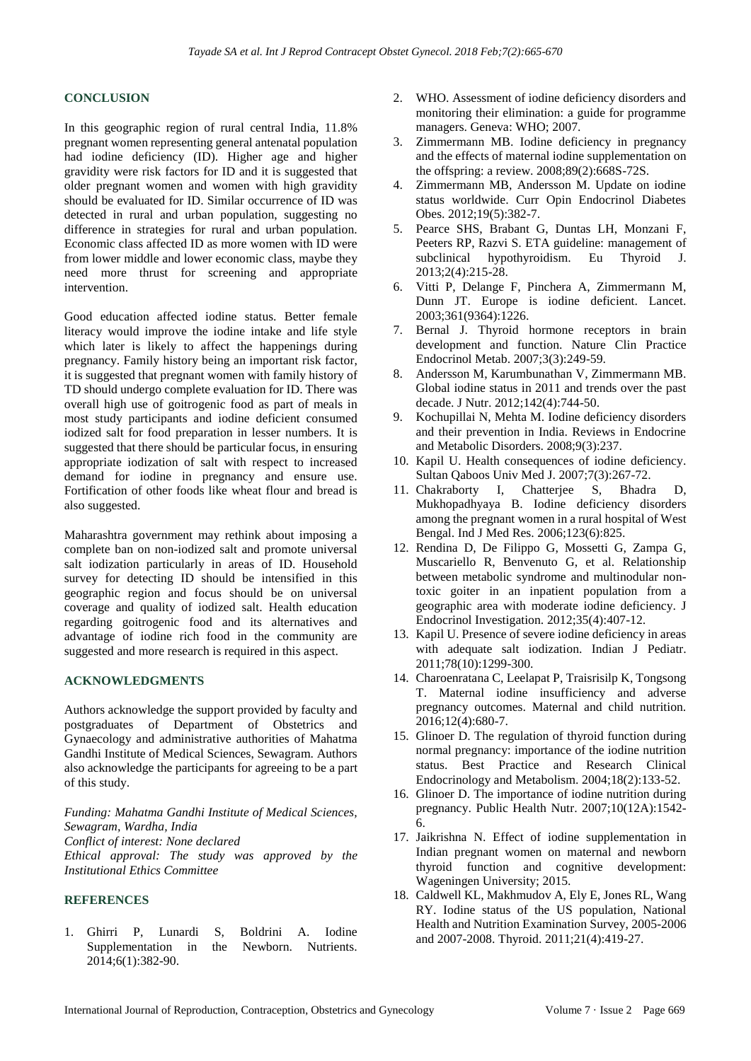## CONCLUSION

In this geographic region of rural central India, 11.8% pregnant women representing general antenatal population had iodine deficiency (ID). Higher age and higher gravidity were risk factors for ID and it is suggested that older pregnant women and women with high gravidity should be evaluated for ID. Similar occurrence of ID was detected in rural and urban population, suggesting no difference in strategies for rural and urban population. Economic class affected ID as more women with ID were from lower middle and lower economic class, maybe they need more thrust for screening and appropriate intervention.

Good education affected iodine status. Better female literacy would improve the iodine intake and life style which later is likely to affect the happenings during pregnancy. Family history being an important risk factor, it is suggested that pregnant women with family history of TD should undergo complete evaluation for ID. There was overall high use of goitrogenic food as part of meals in most study participants and iodine deficient consumed iodized salt for food preparation in lesser numbers. It is suggested that there should be particular focus, in ensuring appropriate iodization of salt with respect to increased demand for iodine in pregnancy and ensure use. Fortification of other foods like wheat flour and bread is also suggested.

Maharashtra government may rethink about imposing a complete ban on non-iodized salt and promote universal salt iodization particularly in areas of ID. Household survey for detecting ID should be intensified in this geographic region and focus should be on universal coverage and quality of iodized salt. Health education regarding goitrogenic food and its alternatives and advantage of iodine rich food in the community are suggested and more research is required in this aspect.

## ACKNOWLEDGMENTS

Authors acknowledge the support provided by faculty and postgraduates of Department of Obstetrics and Gynaecology and administrative authorities of Mahatma Gandhi Institute of Medical Sciences, Sewagram. Authors also acknowledge the participants for agreeing to be a part of this study.

*Funding: Mahatma Gandhi Institute of Medical Sciences, Sewagram, Wardha, India*
*Conflict of interest: None declared*
*Ethical approval: The study was approved by the Institutional Ethics Committee*

## REFERENCES

1. Ghirri P, Lunardi S, Boldrini A. Iodine Supplementation in the Newborn. Nutrients. 2014;6(1):382-90.
2. WHO. Assessment of iodine deficiency disorders and monitoring their elimination: a guide for programme managers. Geneva: WHO; 2007.
3. Zimmermann MB. Iodine deficiency in pregnancy and the effects of maternal iodine supplementation on the offspring: a review. 2008;89(2):668S-72S.
4. Zimmermann MB, Andersson M. Update on iodine status worldwide. Curr Opin Endocrinol Diabetes Obes. 2012;19(5):382-7.
5. Pearce SHS, Brabant G, Duntas LH, Monzani F, Peeters RP, Razvi S. ETA guideline: management of subclinical hypothyroidism. Eu Thyroid J. 2013;2(4):215-28.
6. Vitti P, Delange F, Pinchera A, Zimmermann M, Dunn JT. Europe is iodine deficient. Lancet. 2003;361(9364):1226.
7. Bernal J. Thyroid hormone receptors in brain development and function. Nature Clin Practice Endocrinol Metab. 2007;3(3):249-59.
8. Andersson M, Karumbunathan V, Zimmermann MB. Global iodine status in 2011 and trends over the past decade. J Nutr. 2012;142(4):744-50.
9. Kochupillai N, Mehta M. Iodine deficiency disorders and their prevention in India. Reviews in Endocrine and Metabolic Disorders. 2008;9(3):237.
10. Kapil U. Health consequences of iodine deficiency. Sultan Qaboos Univ Med J. 2007;7(3):267-72.
11. Chakraborty I, Chatterjee S, Bhadra D, Mukhopadhyaya B. Iodine deficiency disorders among the pregnant women in a rural hospital of West Bengal. Ind J Med Res. 2006;123(6):825.
12. Rendina D, De Filippo G, Mossetti G, Zampa G, Muscariello R, Benvenuto G, et al. Relationship between metabolic syndrome and multinodular non-toxic goiter in an inpatient population from a geographic area with moderate iodine deficiency. J Endocrinol Investigation. 2012;35(4):407-12.
13. Kapil U. Presence of severe iodine deficiency in areas with adequate salt iodization. Indian J Pediatr. 2011;78(10):1299-300.
14. Charoenratana C, Leelapat P, Traisrisilp K, Tongsong T. Maternal iodine insufficiency and adverse pregnancy outcomes. Maternal and child nutrition. 2016;12(4):680-7.
15. Glinoer D. The regulation of thyroid function during normal pregnancy: importance of the iodine nutrition status. Best Practice and Research Clinical Endocrinology and Metabolism. 2004;18(2):133-52.
16. Glinoer D. The importance of iodine nutrition during pregnancy. Public Health Nutr. 2007;10(12A):1542-6.
17. Jaikrishna N. Effect of iodine supplementation in Indian pregnant women on maternal and newborn thyroid function and cognitive development: Wageningen University; 2015.
18. Caldwell KL, Makhmudov A, Ely E, Jones RL, Wang RY. Iodine status of the US population, National Health and Nutrition Examination Survey, 2005-2006 and 2007-2008. Thyroid. 2011;21(4):419-27.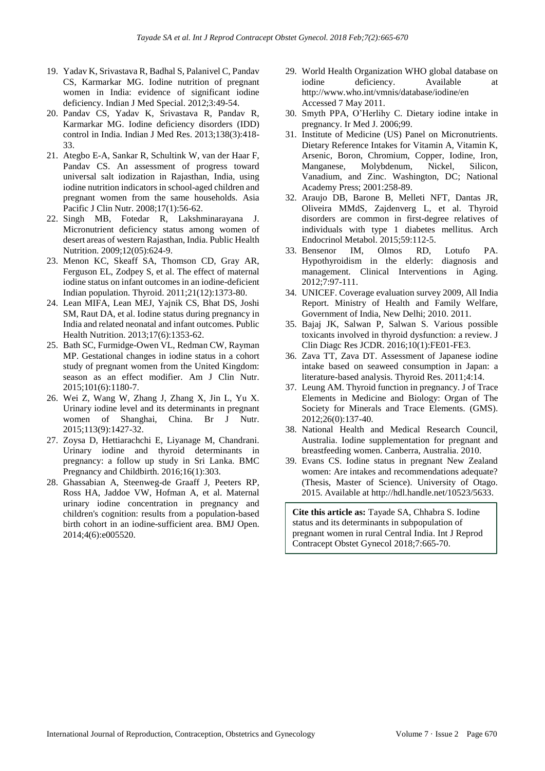19. Yadav K, Srivastava R, Badhal S, Palanivel C, Pandav CS, Karmarkar MG. Iodine nutrition of pregnant women in India: evidence of significant iodine deficiency. Indian J Med Special. 2012;3:49-54.
20. Pandav CS, Yadav K, Srivastava R, Pandav R, Karmarkar MG. Iodine deficiency disorders (IDD) control in India. Indian J Med Res. 2013;138(3):418-33.
21. Ategbo E-A, Sankar R, Schultink W, van der Haar F, Pandav CS. An assessment of progress toward universal salt iodization in Rajasthan, India, using iodine nutrition indicators in school-aged children and pregnant women from the same households. Asia Pacific J Clin Nutr. 2008;17(1):56-62.
22. Singh MB, Fotedar R, Lakshminarayana J. Micronutrient deficiency status among women of desert areas of western Rajasthan, India. Public Health Nutrition. 2009;12(05):624-9.
23. Menon KC, Skeaff SA, Thomson CD, Gray AR, Ferguson EL, Zodpey S, et al. The effect of maternal iodine status on infant outcomes in an iodine-deficient Indian population. Thyroid. 2011;21(12):1373-80.
24. Lean MIFA, Lean MEJ, Yajnik CS, Bhat DS, Joshi SM, Raut DA, et al. Iodine status during pregnancy in India and related neonatal and infant outcomes. Public Health Nutrition. 2013;17(6):1353-62.
25. Bath SC, Furmidge-Owen VL, Redman CW, Rayman MP. Gestational changes in iodine status in a cohort study of pregnant women from the United Kingdom: season as an effect modifier. Am J Clin Nutr. 2015;101(6):1180-7.
26. Wei Z, Wang W, Zhang J, Zhang X, Jin L, Yu X. Urinary iodine level and its determinants in pregnant women of Shanghai, China. Br J Nutr. 2015;113(9):1427-32.
27. Zoysa D, Hettiarachchi E, Liyanage M, Chandrani. Urinary iodine and thyroid determinants in pregnancy: a follow up study in Sri Lanka. BMC Pregnancy and Childbirth. 2016;16(1):303.
28. Ghassabian A, Steenweg-de Graaff J, Peeters RP, Ross HA, Jaddoe VW, Hofman A, et al. Maternal urinary iodine concentration in pregnancy and children's cognition: results from a population-based birth cohort in an iodine-sufficient area. BMJ Open. 2014;4(6):e005520.
29. World Health Organization WHO global database on iodine deficiency. Available at http://www.who.int/vmnis/database/iodine/en Accessed 7 May 2011.
30. Smyth PPA, O'Herlihy C. Dietary iodine intake in pregnancy. Ir Med J. 2006;99.
31. Institute of Medicine (US) Panel on Micronutrients. Dietary Reference Intakes for Vitamin A, Vitamin K, Arsenic, Boron, Chromium, Copper, Iodine, Iron, Manganese, Molybdenum, Nickel, Silicon, Vanadium, and Zinc. Washington, DC; National Academy Press; 2001:258-89.
32. Araujo DB, Barone B, Melleti NFT, Dantas JR, Oliveira MMdS, Zajdenverg L, et al. Thyroid disorders are common in first-degree relatives of individuals with type 1 diabetes mellitus. Arch Endocrinol Metabol. 2015;59:112-5.
33. Bensenor IM, Olmos RD, Lotufo PA. Hypothyroidism in the elderly: diagnosis and management. Clinical Interventions in Aging. 2012;7:97-111.
34. UNICEF. Coverage evaluation survey 2009, All India Report. Ministry of Health and Family Welfare, Government of India, New Delhi; 2010. 2011.
35. Bajaj JK, Salwan P, Salwan S. Various possible toxicants involved in thyroid dysfunction: a review. J Clin Diagc Res JCDR. 2016;10(1):FE01-FE3.
36. Zava TT, Zava DT. Assessment of Japanese iodine intake based on seaweed consumption in Japan: a literature-based analysis. Thyroid Res. 2011;4:14.
37. Leung AM. Thyroid function in pregnancy. J of Trace Elements in Medicine and Biology: Organ of The Society for Minerals and Trace Elements. (GMS). 2012;26(0):137-40.
38. National Health and Medical Research Council, Australia. Iodine supplementation for pregnant and breastfeeding women. Canberra, Australia. 2010.
39. Evans CS. Iodine status in pregnant New Zealand women: Are intakes and recommendations adequate? (Thesis, Master of Science). University of Otago. 2015. Available at http://hdl.handle.net/10523/5633.

**Cite this article as:** Tayade SA, Chhabra S. Iodine status and its determinants in subpopulation of pregnant women in rural Central India. Int J Reprod Contracept Obstet Gynecol 2018;7:665-70.